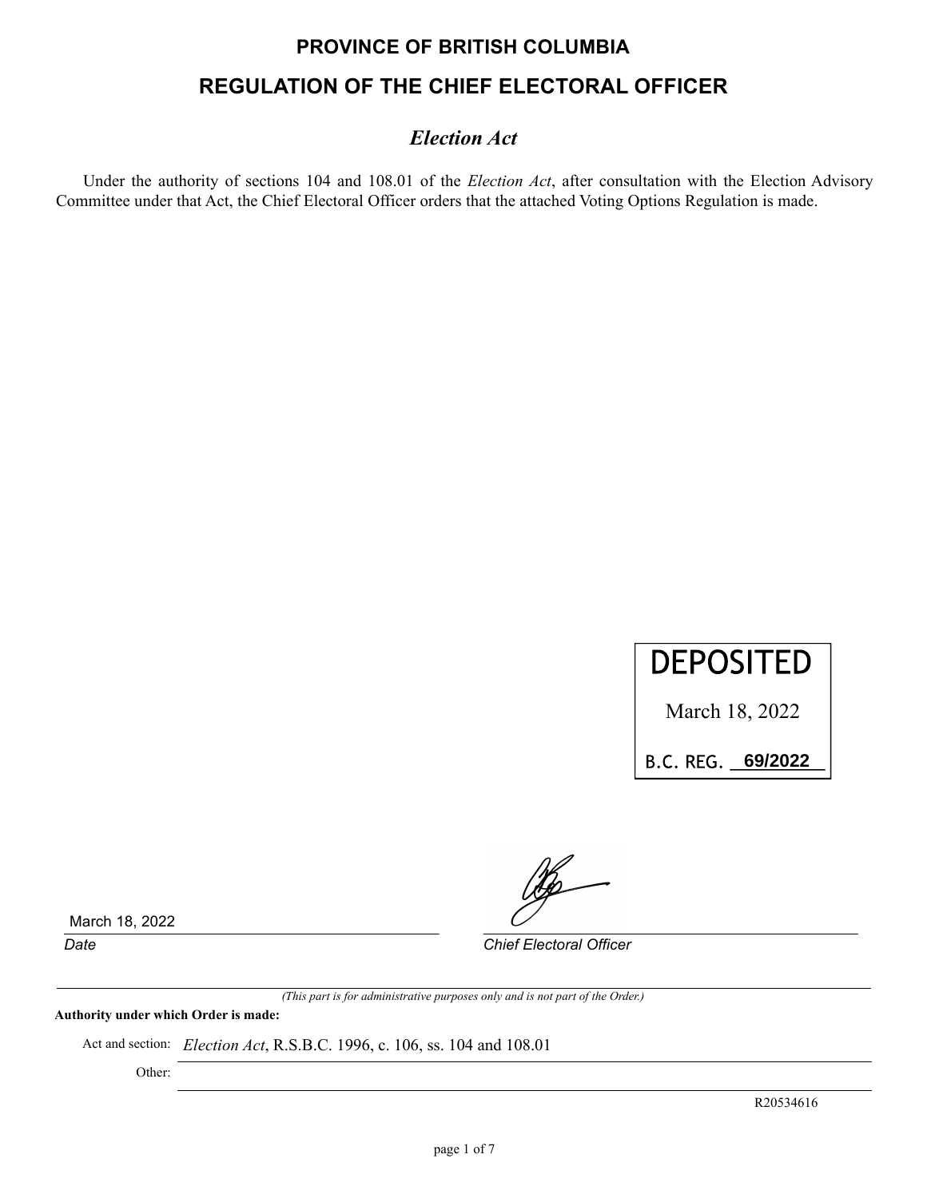# PROVINCE OF BRITISH COLUMBIA

## REGULATION OF THE CHIEF ELECTORAL OFFICER

### *Election Act*

Under the authority of sections 104 and 108.01 of the *Election Act*, after consultation with the Election Advisory Committee under that Act, the Chief Electoral Officer orders that the attached Voting Options Regulation is made.

DEPOSITED

March 18, 2022

B.C. REG. 69/2022

March 18, 2022

*Date*

*Chief Electoral Officer*

*(This part is for administrative purposes only and is not part of the Order.)*

**Authority under which Order is made:**

Act and section: *Election Act*, R.S.B.C. 1996, c. 106, ss. 104 and 108.01

Other:

R20534616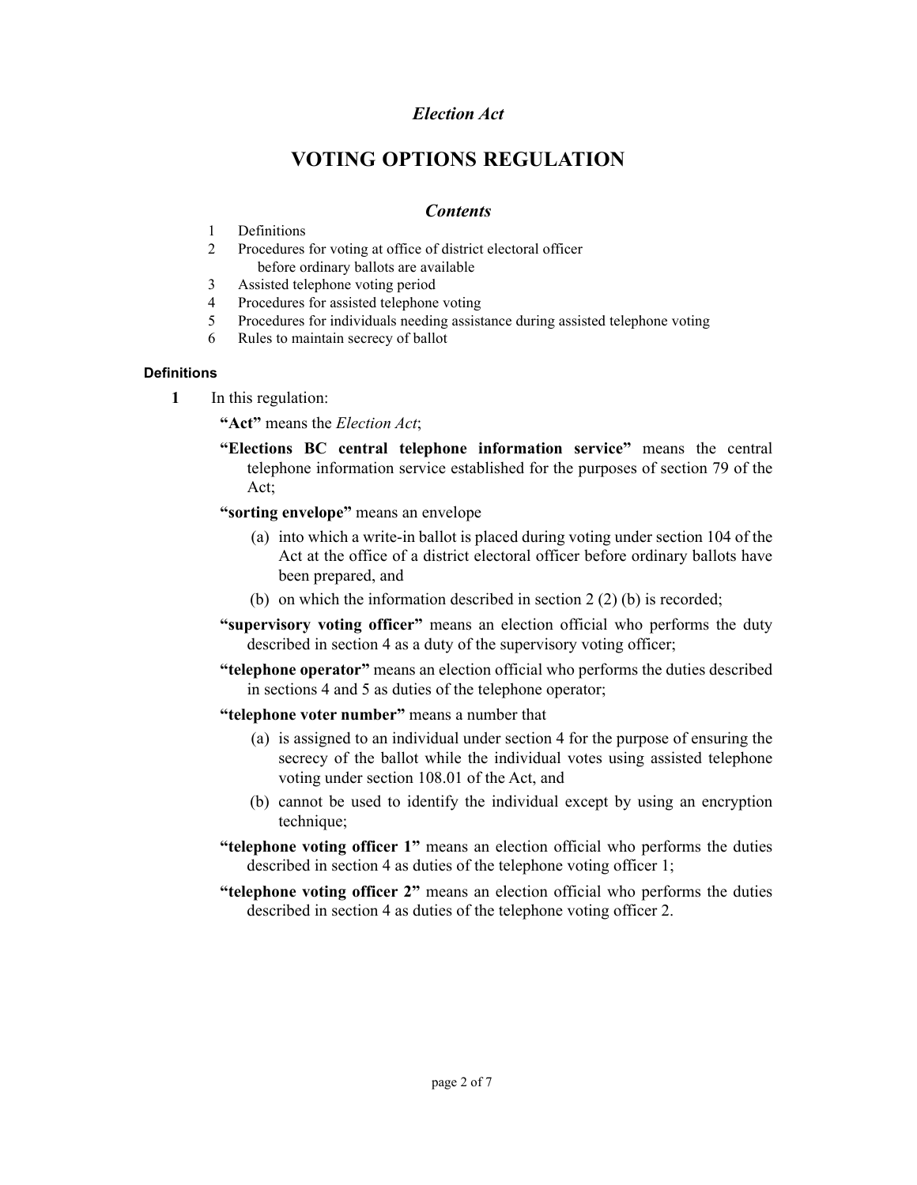*Election Act*

# VOTING OPTIONS REGULATION

## *Contents*

1 Definitions
2 Procedures for voting at office of district electoral officer before ordinary ballots are available
3 Assisted telephone voting period
4 Procedures for assisted telephone voting
5 Procedures for individuals needing assistance during assisted telephone voting
6 Rules to maintain secrecy of ballot

#### Definitions

**1** In this regulation:

**"Act"** means the *Election Act*;

**"Elections BC central telephone information service"** means the central telephone information service established for the purposes of section 79 of the Act;

**"sorting envelope"** means an envelope

(a) into which a write-in ballot is placed during voting under section 104 of the Act at the office of a district electoral officer before ordinary ballots have been prepared, and

(b) on which the information described in section 2 (2) (b) is recorded;

**"supervisory voting officer"** means an election official who performs the duty described in section 4 as a duty of the supervisory voting officer;

**"telephone operator"** means an election official who performs the duties described in sections 4 and 5 as duties of the telephone operator;

**"telephone voter number"** means a number that

(a) is assigned to an individual under section 4 for the purpose of ensuring the secrecy of the ballot while the individual votes using assisted telephone voting under section 108.01 of the Act, and

(b) cannot be used to identify the individual except by using an encryption technique;

**"telephone voting officer 1"** means an election official who performs the duties described in section 4 as duties of the telephone voting officer 1;

**"telephone voting officer 2"** means an election official who performs the duties described in section 4 as duties of the telephone voting officer 2.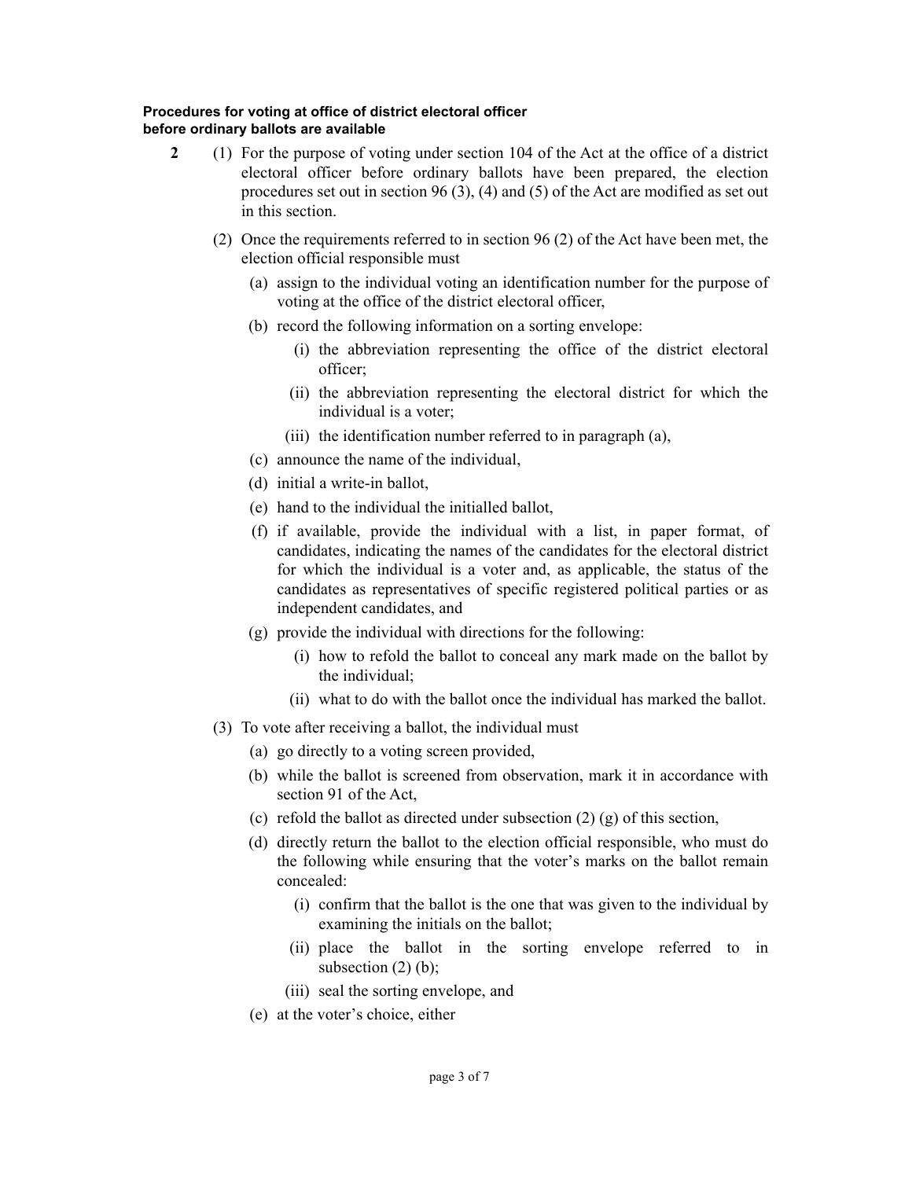**Procedures for voting at office of district electoral officer before ordinary ballots are available**

**2** (1) For the purpose of voting under section 104 of the Act at the office of a district electoral officer before ordinary ballots have been prepared, the election procedures set out in section 96 (3), (4) and (5) of the Act are modified as set out in this section.

(2) Once the requirements referred to in section 96 (2) of the Act have been met, the election official responsible must

- (a) assign to the individual voting an identification number for the purpose of voting at the office of the district electoral officer,
- (b) record the following information on a sorting envelope:
  - (i) the abbreviation representing the office of the district electoral officer;
  - (ii) the abbreviation representing the electoral district for which the individual is a voter;
  - (iii) the identification number referred to in paragraph (a),
- (c) announce the name of the individual,
- (d) initial a write-in ballot,
- (e) hand to the individual the initialled ballot,
- (f) if available, provide the individual with a list, in paper format, of candidates, indicating the names of the candidates for the electoral district for which the individual is a voter and, as applicable, the status of the candidates as representatives of specific registered political parties or as independent candidates, and
- (g) provide the individual with directions for the following:
  - (i) how to refold the ballot to conceal any mark made on the ballot by the individual;
  - (ii) what to do with the ballot once the individual has marked the ballot.

(3) To vote after receiving a ballot, the individual must

- (a) go directly to a voting screen provided,
- (b) while the ballot is screened from observation, mark it in accordance with section 91 of the Act,
- (c) refold the ballot as directed under subsection (2) (g) of this section,
- (d) directly return the ballot to the election official responsible, who must do the following while ensuring that the voter's marks on the ballot remain concealed:
  - (i) confirm that the ballot is the one that was given to the individual by examining the initials on the ballot;
  - (ii) place the ballot in the sorting envelope referred to in subsection (2) (b);
  - (iii) seal the sorting envelope, and
- (e) at the voter's choice, either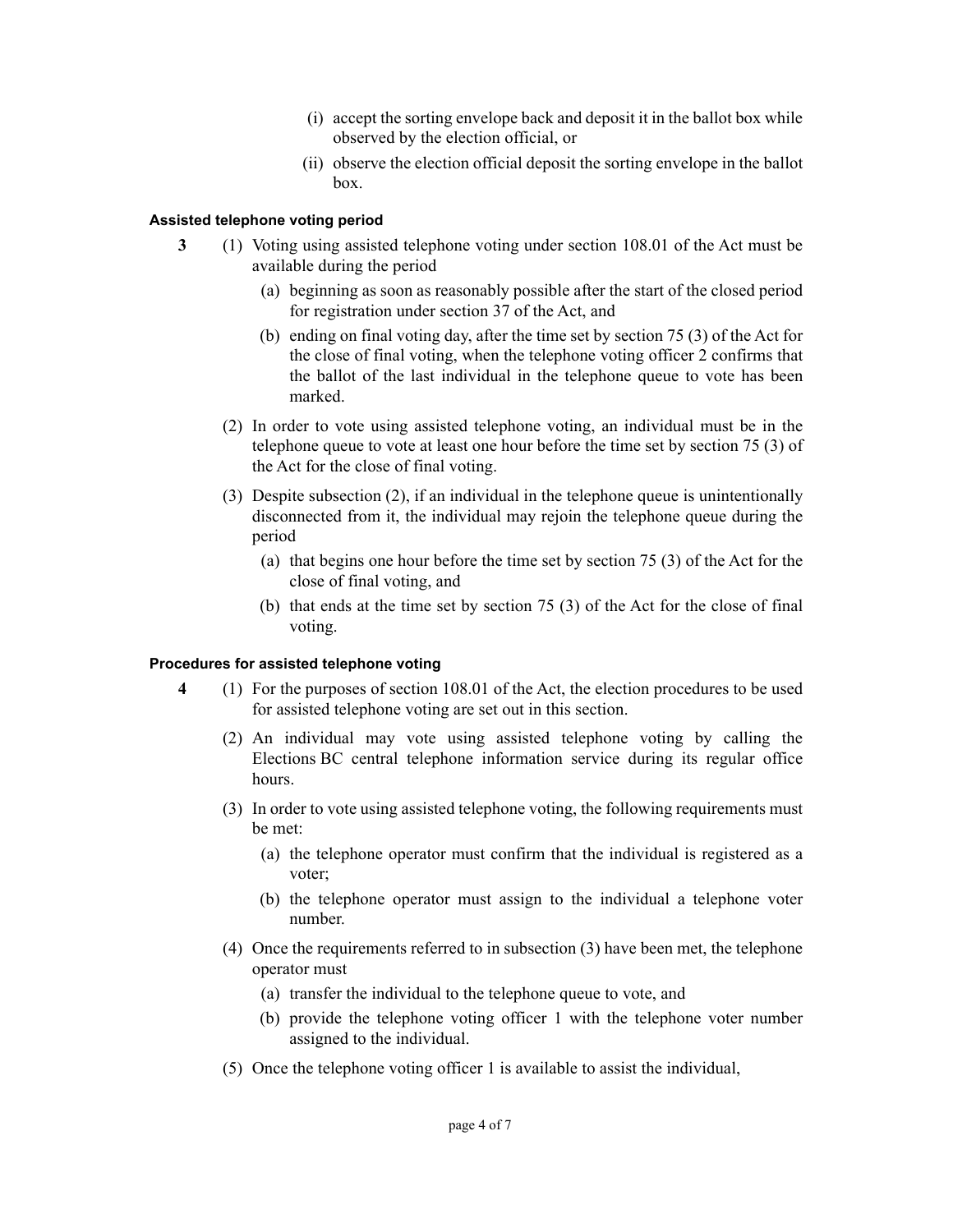(i) accept the sorting envelope back and deposit it in the ballot box while observed by the election official, or

(ii) observe the election official deposit the sorting envelope in the ballot box.

#### Assisted telephone voting period

**3** (1) Voting using assisted telephone voting under section 108.01 of the Act must be available during the period

(a) beginning as soon as reasonably possible after the start of the closed period for registration under section 37 of the Act, and

(b) ending on final voting day, after the time set by section 75 (3) of the Act for the close of final voting, when the telephone voting officer 2 confirms that the ballot of the last individual in the telephone queue to vote has been marked.

(2) In order to vote using assisted telephone voting, an individual must be in the telephone queue to vote at least one hour before the time set by section 75 (3) of the Act for the close of final voting.

(3) Despite subsection (2), if an individual in the telephone queue is unintentionally disconnected from it, the individual may rejoin the telephone queue during the period

(a) that begins one hour before the time set by section 75 (3) of the Act for the close of final voting, and

(b) that ends at the time set by section 75 (3) of the Act for the close of final voting.

#### Procedures for assisted telephone voting

**4** (1) For the purposes of section 108.01 of the Act, the election procedures to be used for assisted telephone voting are set out in this section.

(2) An individual may vote using assisted telephone voting by calling the Elections BC central telephone information service during its regular office hours.

(3) In order to vote using assisted telephone voting, the following requirements must be met:

(a) the telephone operator must confirm that the individual is registered as a voter;

(b) the telephone operator must assign to the individual a telephone voter number.

(4) Once the requirements referred to in subsection (3) have been met, the telephone operator must

(a) transfer the individual to the telephone queue to vote, and

(b) provide the telephone voting officer 1 with the telephone voter number assigned to the individual.

(5) Once the telephone voting officer 1 is available to assist the individual,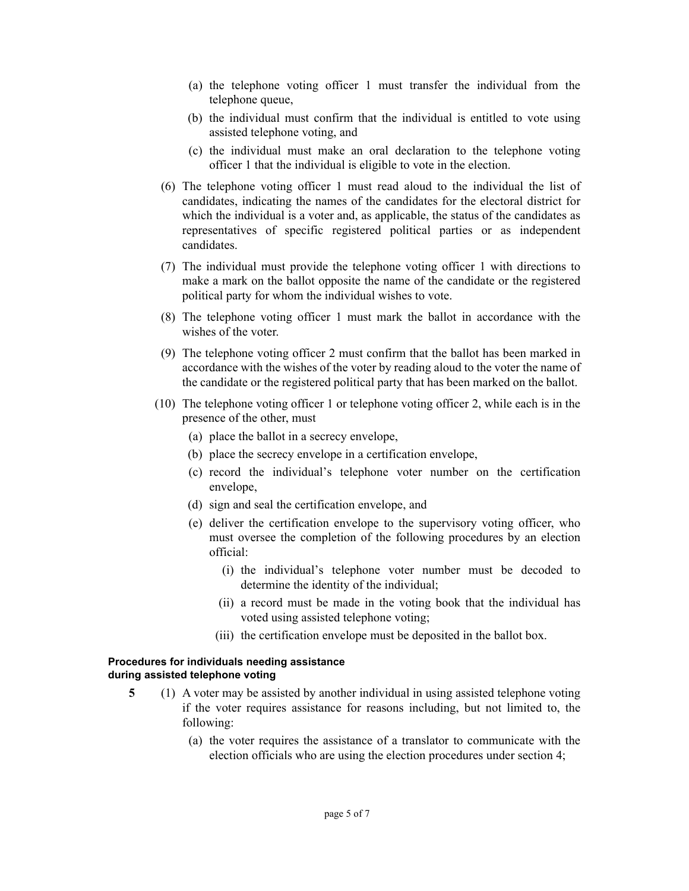(a) the telephone voting officer 1 must transfer the individual from the telephone queue,

(b) the individual must confirm that the individual is entitled to vote using assisted telephone voting, and

(c) the individual must make an oral declaration to the telephone voting officer 1 that the individual is eligible to vote in the election.

(6) The telephone voting officer 1 must read aloud to the individual the list of candidates, indicating the names of the candidates for the electoral district for which the individual is a voter and, as applicable, the status of the candidates as representatives of specific registered political parties or as independent candidates.

(7) The individual must provide the telephone voting officer 1 with directions to make a mark on the ballot opposite the name of the candidate or the registered political party for whom the individual wishes to vote.

(8) The telephone voting officer 1 must mark the ballot in accordance with the wishes of the voter.

(9) The telephone voting officer 2 must confirm that the ballot has been marked in accordance with the wishes of the voter by reading aloud to the voter the name of the candidate or the registered political party that has been marked on the ballot.

(10) The telephone voting officer 1 or telephone voting officer 2, while each is in the presence of the other, must

(a) place the ballot in a secrecy envelope,

(b) place the secrecy envelope in a certification envelope,

(c) record the individual's telephone voter number on the certification envelope,

(d) sign and seal the certification envelope, and

(e) deliver the certification envelope to the supervisory voting officer, who must oversee the completion of the following procedures by an election official:

(i) the individual's telephone voter number must be decoded to determine the identity of the individual;

(ii) a record must be made in the voting book that the individual has voted using assisted telephone voting;

(iii) the certification envelope must be deposited in the ballot box.

**Procedures for individuals needing assistance during assisted telephone voting**

**5** (1) A voter may be assisted by another individual in using assisted telephone voting if the voter requires assistance for reasons including, but not limited to, the following:

(a) the voter requires the assistance of a translator to communicate with the election officials who are using the election procedures under section 4;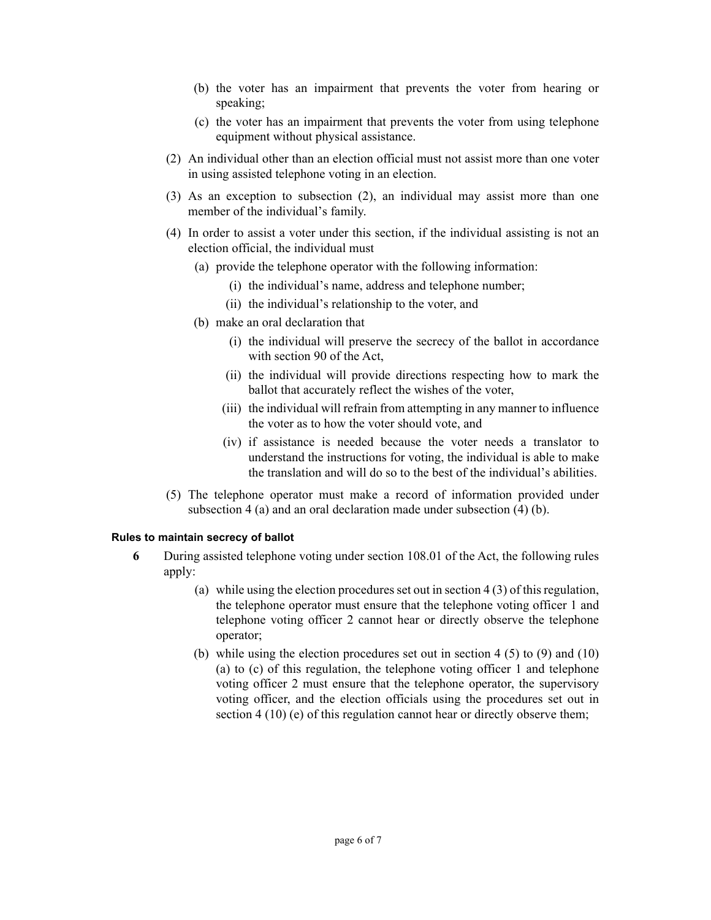(b) the voter has an impairment that prevents the voter from hearing or speaking;

(c) the voter has an impairment that prevents the voter from using telephone equipment without physical assistance.

(2) An individual other than an election official must not assist more than one voter in using assisted telephone voting in an election.

(3) As an exception to subsection (2), an individual may assist more than one member of the individual's family.

(4) In order to assist a voter under this section, if the individual assisting is not an election official, the individual must

(a) provide the telephone operator with the following information:

(i) the individual's name, address and telephone number;

(ii) the individual's relationship to the voter, and

(b) make an oral declaration that

(i) the individual will preserve the secrecy of the ballot in accordance with section 90 of the Act,

(ii) the individual will provide directions respecting how to mark the ballot that accurately reflect the wishes of the voter,

(iii) the individual will refrain from attempting in any manner to influence the voter as to how the voter should vote, and

(iv) if assistance is needed because the voter needs a translator to understand the instructions for voting, the individual is able to make the translation and will do so to the best of the individual's abilities.

(5) The telephone operator must make a record of information provided under subsection 4 (a) and an oral declaration made under subsection (4) (b).

**Rules to maintain secrecy of ballot**

**6** During assisted telephone voting under section 108.01 of the Act, the following rules apply:

(a) while using the election procedures set out in section 4 (3) of this regulation, the telephone operator must ensure that the telephone voting officer 1 and telephone voting officer 2 cannot hear or directly observe the telephone operator;

(b) while using the election procedures set out in section 4 (5) to (9) and (10) (a) to (c) of this regulation, the telephone voting officer 1 and telephone voting officer 2 must ensure that the telephone operator, the supervisory voting officer, and the election officials using the procedures set out in section 4 (10) (e) of this regulation cannot hear or directly observe them;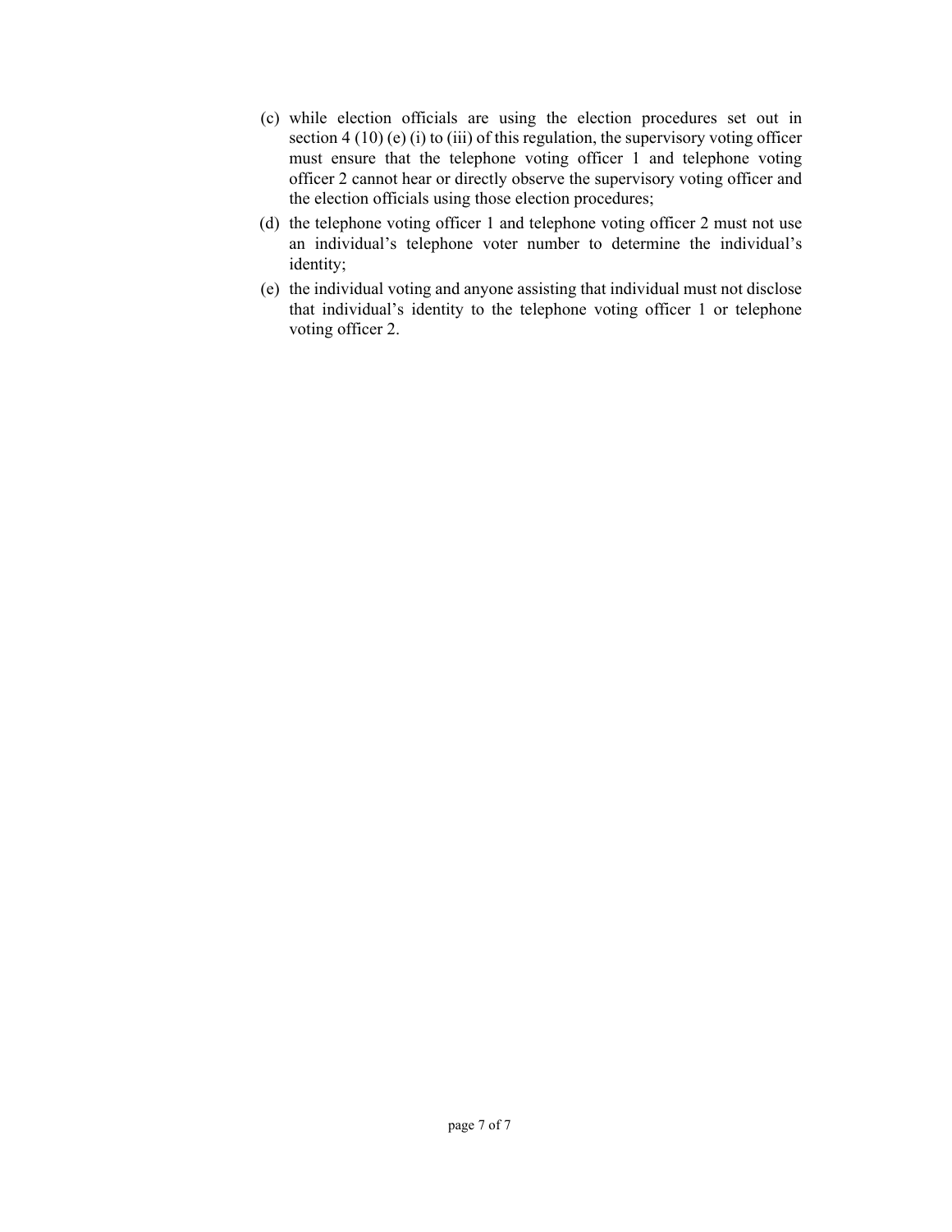(c) while election officials are using the election procedures set out in section 4 (10) (e) (i) to (iii) of this regulation, the supervisory voting officer must ensure that the telephone voting officer 1 and telephone voting officer 2 cannot hear or directly observe the supervisory voting officer and the election officials using those election procedures;

(d) the telephone voting officer 1 and telephone voting officer 2 must not use an individual's telephone voter number to determine the individual's identity;

(e) the individual voting and anyone assisting that individual must not disclose that individual's identity to the telephone voting officer 1 or telephone voting officer 2.